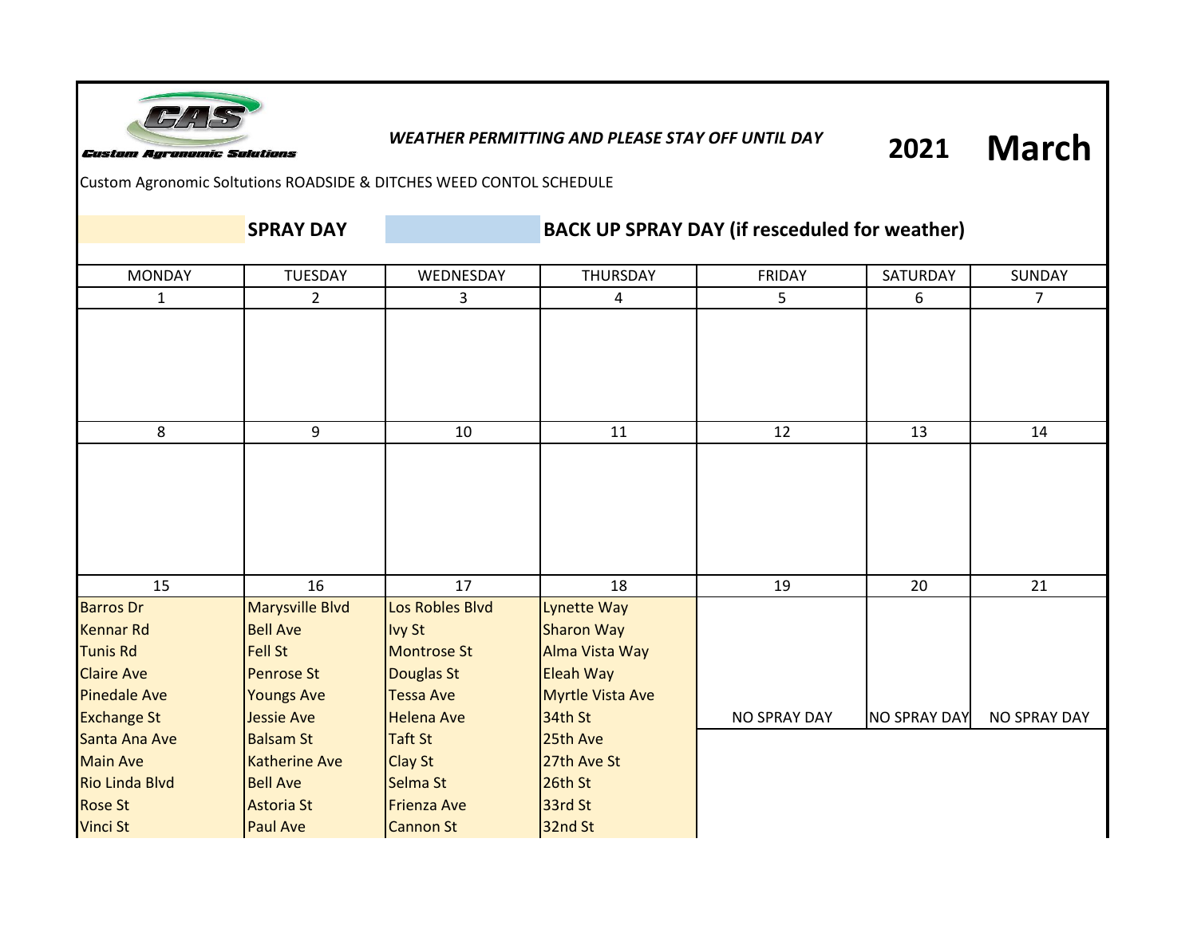**Custom Agronomic Solutions**

***WEATHER PERMITTING AND PLEASE STAY OFF UNTIL DAY***

## 2021 March

Custom Agronomic Soltutions ROADSIDE & DITCHES WEED CONTOL SCHEDULE

**SPRAY DAY** | **BACK UP SPRAY DAY (if resceduled for weather)**

| MONDAY | TUESDAY | WEDNESDAY | THURSDAY | FRIDAY | SATURDAY | SUNDAY |
|---|---|---|---|---|---|---|
| 1 | 2 | 3 | 4 | 5 | 6 | 7 |
| | | | | | | |
| 8 | 9 | 10 | 11 | 12 | 13 | 14 |
| | | | | | | |
| 15 | 16 | 17 | 18 | 19 | 20 | 21 |
| Barros Dr | Marysville Blvd | Los Robles Blvd | Lynette Way | | | |
| Kennar Rd | Bell Ave | Ivy St | Sharon Way | | | |
| Tunis Rd | Fell St | Montrose St | Alma Vista Way | | | |
| Claire Ave | Penrose St | Douglas St | Eleah Way | | | |
| Pinedale Ave | Youngs Ave | Tessa Ave | Myrtle Vista Ave | | | |
| Exchange St | Jessie Ave | Helena Ave | 34th St | NO SPRAY DAY | NO SPRAY DAY | NO SPRAY DAY |
| Santa Ana Ave | Balsam St | Taft St | 25th Ave | | | |
| Main Ave | Katherine Ave | Clay St | 27th Ave St | | | |
| Rio Linda Blvd | Bell Ave | Selma St | 26th St | | | |
| Rose St | Astoria St | Frienza Ave | 33rd St | | | |
| Vinci St | Paul Ave | Cannon St | 32nd St | | | |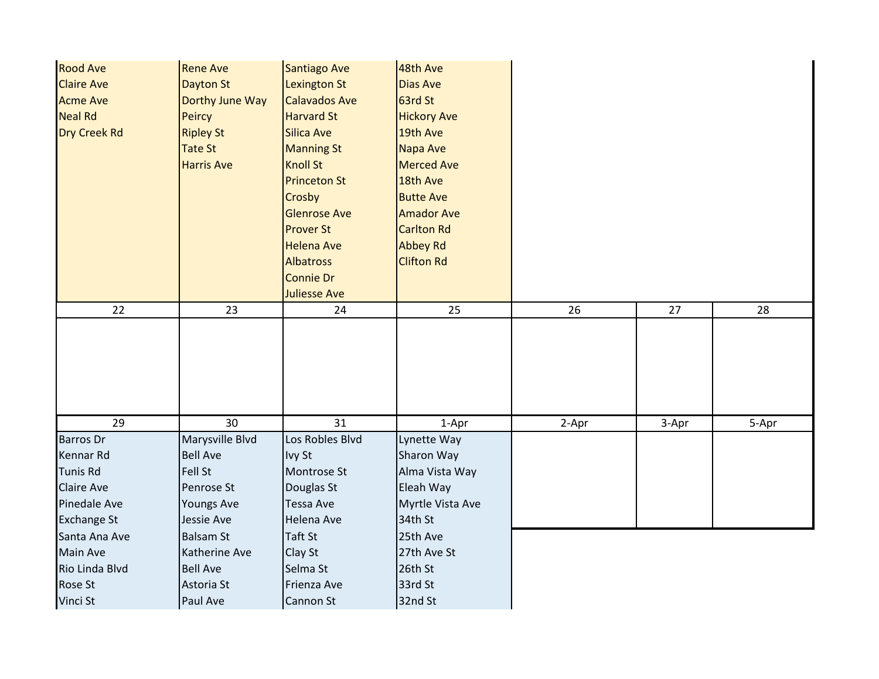| | | | | | | |
|---|---|---|---|---|---|---|
| Rood Ave<br>Claire Ave<br>Acme Ave<br>Neal Rd<br>Dry Creek Rd | Rene Ave<br>Dayton St<br>Dorthy June Way<br>Peircy<br>Ripley St<br>Tate St<br>Harris Ave | Santiago Ave<br>Lexington St<br>Calavados Ave<br>Harvard St<br>Silica Ave<br>Manning St<br>Knoll St<br>Princeton St<br>Crosby<br>Glenrose Ave<br>Prover St<br>Helena Ave<br>Albatross<br>Connie Dr<br>Juliesse Ave | 48th Ave<br>Dias Ave<br>63rd St<br>Hickory Ave<br>19th Ave<br>Napa Ave<br>Merced Ave<br>18th Ave<br>Butte Ave<br>Amador Ave<br>Carlton Rd<br>Abbey Rd<br>Clifton Rd | | | |
| 22 | 23 | 24 | 25 | 26 | 27 | 28 |
| | | | | | | |
| 29 | 30 | 31 | 1-Apr | 2-Apr | 3-Apr | 5-Apr |
| Barros Dr<br>Kennar Rd<br>Tunis Rd<br>Claire Ave<br>Pinedale Ave<br>Exchange St<br>Santa Ana Ave<br>Main Ave<br>Rio Linda Blvd<br>Rose St<br>Vinci St | Marysville Blvd<br>Bell Ave<br>Fell St<br>Penrose St<br>Youngs Ave<br>Jessie Ave<br>Balsam St<br>Katherine Ave<br>Bell Ave<br>Astoria St<br>Paul Ave | Los Robles Blvd<br>Ivy St<br>Montrose St<br>Douglas St<br>Tessa Ave<br>Helena Ave<br>Taft St<br>Clay St<br>Selma St<br>Frienza Ave<br>Cannon St | Lynette Way<br>Sharon Way<br>Alma Vista Way<br>Eleah Way<br>Myrtle Vista Ave<br>34th St<br>25th Ave<br>27th Ave St<br>26th St<br>33rd St<br>32nd St | | | |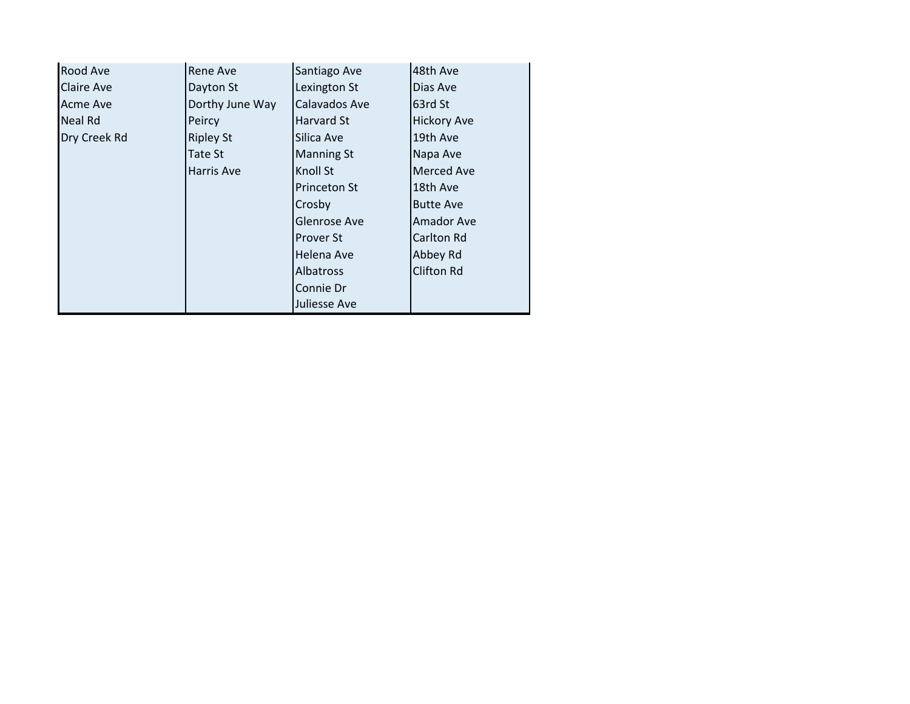| | | | |
|---|---|---|---|
| Rood Ave | Rene Ave | Santiago Ave | 48th Ave |
| Claire Ave | Dayton St | Lexington St | Dias Ave |
| Acme Ave | Dorthy June Way | Calavados Ave | 63rd St |
| Neal Rd | Peircy | Harvard St | Hickory Ave |
| Dry Creek Rd | Ripley St | Silica Ave | 19th Ave |
| | Tate St | Manning St | Napa Ave |
| | Harris Ave | Knoll St | Merced Ave |
| | | Princeton St | 18th Ave |
| | | Crosby | Butte Ave |
| | | Glenrose Ave | Amador Ave |
| | | Prover St | Carlton Rd |
| | | Helena Ave | Abbey Rd |
| | | Albatross | Clifton Rd |
| | | Connie Dr | |
| | | Juliesse Ave | |